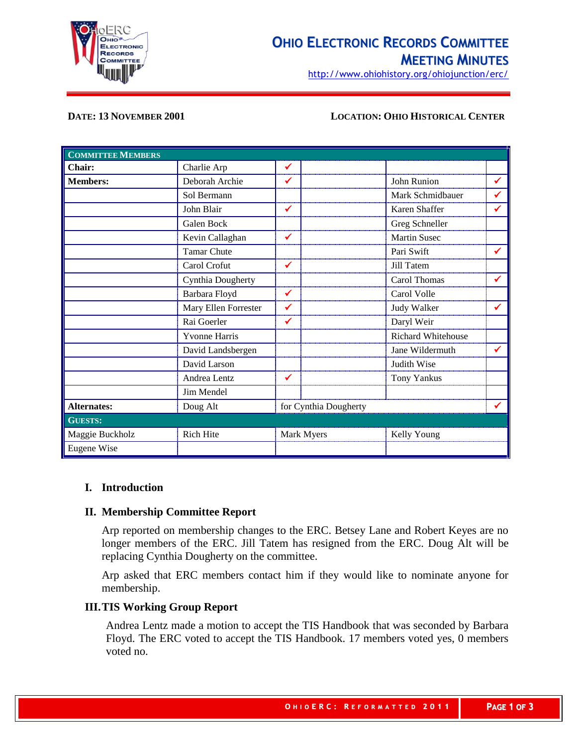# Ohio Electronic Records Committee
## Meeting Minutes

http://www.ohiohistory.org/ohiojunction/erc/

**DATE: 13 NOVEMBER 2001** **LOCATION: OHIO HISTORICAL CENTER**

| **COMMITTEE MEMBERS** | | | | | |
|---|---|---|---|---|---|
| **Chair:** | Charlie Arp | ✓ | | | |
| **Members:** | Deborah Archie | ✓ | | John Runion | ✓ |
| | Sol Bermann | | | Mark Schmidbauer | ✓ |
| | John Blair | ✓ | | Karen Shaffer | ✓ |
| | Galen Bock | | | Greg Schneller | |
| | Kevin Callaghan | ✓ | | Martin Susec | |
| | Tamar Chute | | | Pari Swift | ✓ |
| | Carol Crofut | ✓ | | Jill Tatem | |
| | Cynthia Dougherty | | | Carol Thomas | ✓ |
| | Barbara Floyd | ✓ | | Carol Volle | |
| | Mary Ellen Forrester | ✓ | | Judy Walker | ✓ |
| | Rai Goerler | ✓ | | Daryl Weir | |
| | Yvonne Harris | | | Richard Whitehouse | |
| | David Landsbergen | | | Jane Wildermuth | ✓ |
| | David Larson | | | Judith Wise | |
| | Andrea Lentz | ✓ | | Tony Yankus | |
| | Jim Mendel | | | | |
| **Alternates:** | Doug Alt | for Cynthia Dougherty | | | ✓ |
| **GUESTS:** | | | | | |
| Maggie Buckholz | Rich Hite | Mark Myers | | Kelly Young | |
| Eugene Wise | | | | | |

### I. Introduction

### II. Membership Committee Report

Arp reported on membership changes to the ERC. Betsey Lane and Robert Keyes are no longer members of the ERC. Jill Tatem has resigned from the ERC. Doug Alt will be replacing Cynthia Dougherty on the committee.

Arp asked that ERC members contact him if they would like to nominate anyone for membership.

### III. TIS Working Group Report

Andrea Lentz made a motion to accept the TIS Handbook that was seconded by Barbara Floyd. The ERC voted to accept the TIS Handbook. 17 members voted yes, 0 members voted no.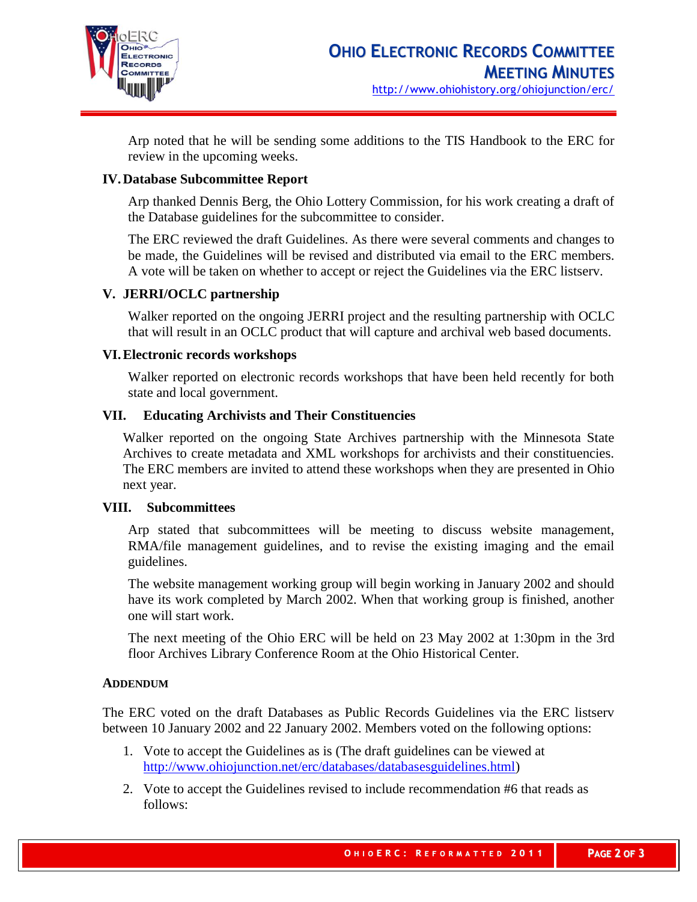Arp noted that he will be sending some additions to the TIS Handbook to the ERC for review in the upcoming weeks.

## IV. Database Subcommittee Report

Arp thanked Dennis Berg, the Ohio Lottery Commission, for his work creating a draft of the Database guidelines for the subcommittee to consider.

The ERC reviewed the draft Guidelines. As there were several comments and changes to be made, the Guidelines will be revised and distributed via email to the ERC members. A vote will be taken on whether to accept or reject the Guidelines via the ERC listserv.

## V. JERRI/OCLC partnership

Walker reported on the ongoing JERRI project and the resulting partnership with OCLC that will result in an OCLC product that will capture and archival web based documents.

## VI. Electronic records workshops

Walker reported on electronic records workshops that have been held recently for both state and local government.

## VII. Educating Archivists and Their Constituencies

Walker reported on the ongoing State Archives partnership with the Minnesota State Archives to create metadata and XML workshops for archivists and their constituencies. The ERC members are invited to attend these workshops when they are presented in Ohio next year.

## VIII. Subcommittees

Arp stated that subcommittees will be meeting to discuss website management, RMA/file management guidelines, and to revise the existing imaging and the email guidelines.

The website management working group will begin working in January 2002 and should have its work completed by March 2002. When that working group is finished, another one will start work.

The next meeting of the Ohio ERC will be held on 23 May 2002 at 1:30pm in the 3rd floor Archives Library Conference Room at the Ohio Historical Center.

### ADDENDUM

The ERC voted on the draft Databases as Public Records Guidelines via the ERC listserv between 10 January 2002 and 22 January 2002. Members voted on the following options:

1. Vote to accept the Guidelines as is (The draft guidelines can be viewed at http://www.ohiojunction.net/erc/databases/databasesguidelines.html)
2. Vote to accept the Guidelines revised to include recommendation #6 that reads as follows: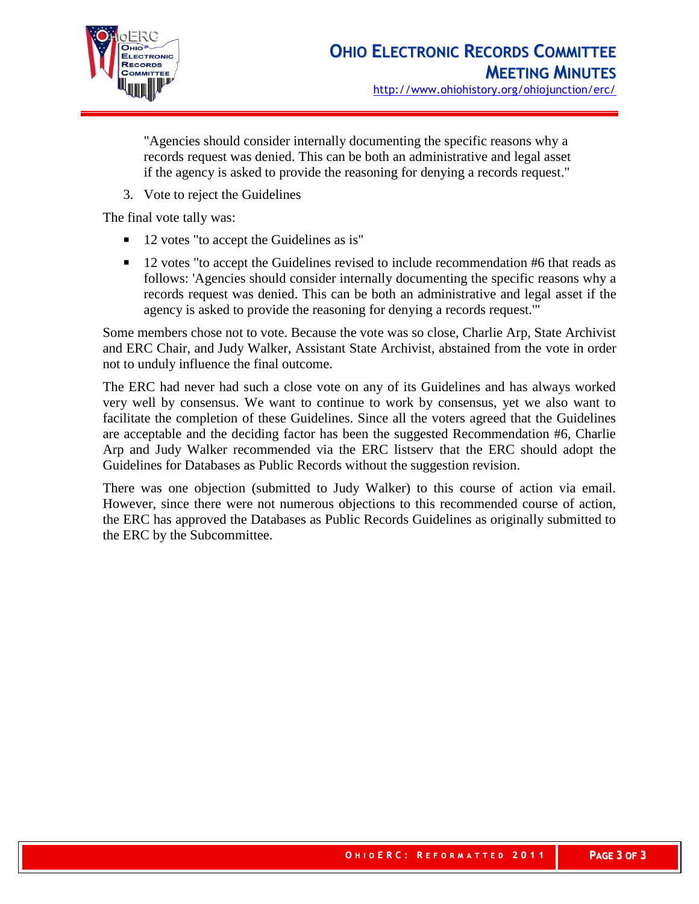"Agencies should consider internally documenting the specific reasons why a records request was denied. This can be both an administrative and legal asset if the agency is asked to provide the reasoning for denying a records request."

3. Vote to reject the Guidelines

The final vote tally was:

- 12 votes "to accept the Guidelines as is"
- 12 votes "to accept the Guidelines revised to include recommendation #6 that reads as follows: 'Agencies should consider internally documenting the specific reasons why a records request was denied. This can be both an administrative and legal asset if the agency is asked to provide the reasoning for denying a records request.'"

Some members chose not to vote. Because the vote was so close, Charlie Arp, State Archivist and ERC Chair, and Judy Walker, Assistant State Archivist, abstained from the vote in order not to unduly influence the final outcome.

The ERC had never had such a close vote on any of its Guidelines and has always worked very well by consensus. We want to continue to work by consensus, yet we also want to facilitate the completion of these Guidelines. Since all the voters agreed that the Guidelines are acceptable and the deciding factor has been the suggested Recommendation #6, Charlie Arp and Judy Walker recommended via the ERC listserv that the ERC should adopt the Guidelines for Databases as Public Records without the suggestion revision.

There was one objection (submitted to Judy Walker) to this course of action via email. However, since there were not numerous objections to this recommended course of action, the ERC has approved the Databases as Public Records Guidelines as originally submitted to the ERC by the Subcommittee.